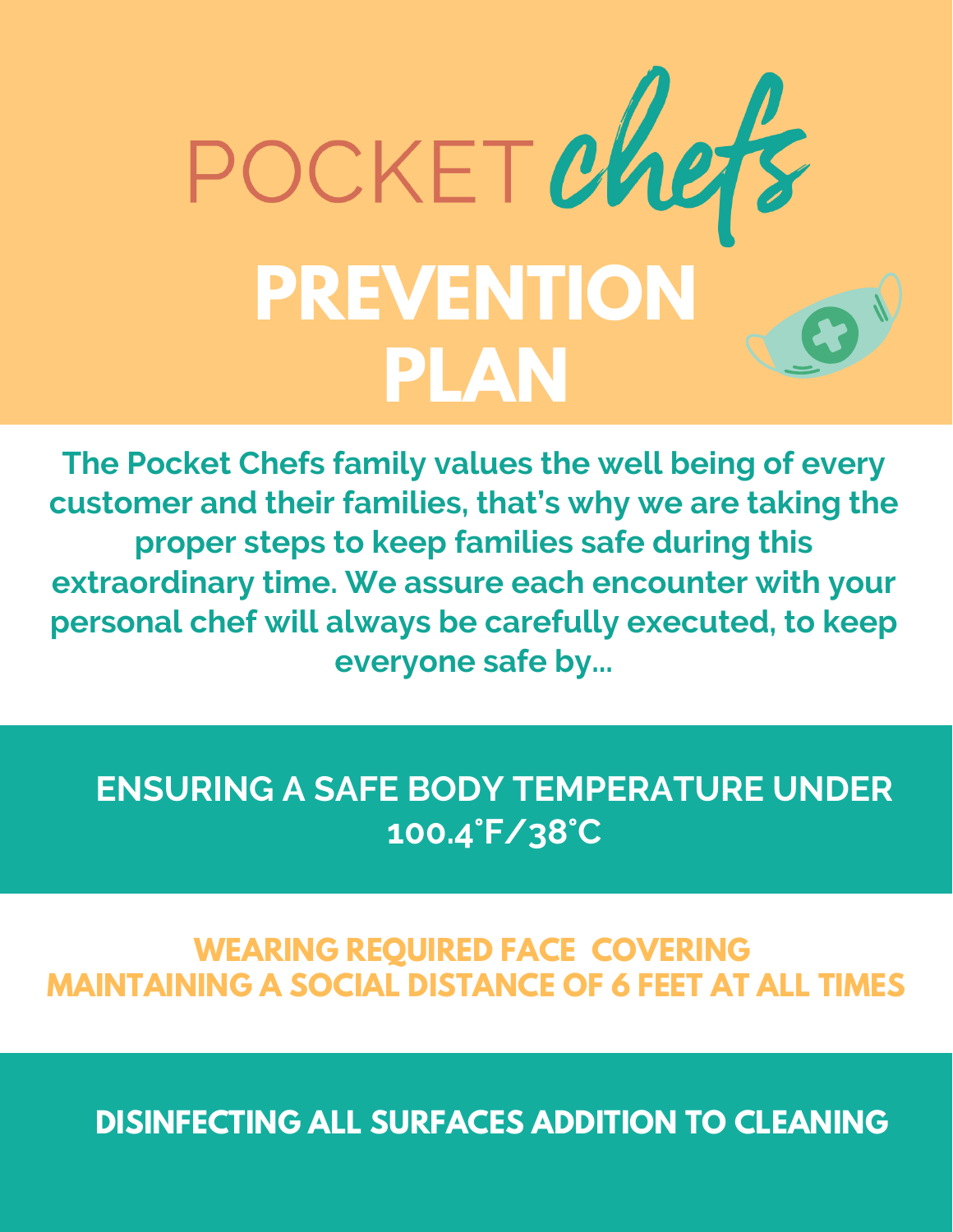# POCKET chefs

# PREVENTION PLAN

**The Pocket Chefs family values the well being of every customer and their families, that's why we are taking the proper steps to keep families safe during this extraordinary time. We assure each encounter with your personal chef will always be carefully executed, to keep everyone safe by...**

**ENSURING A SAFE BODY TEMPERATURE UNDER 100.4˚F/38˚C**

**WEARING REQUIRED FACE COVERING**
**MAINTAINING A SOCIAL DISTANCE OF 6 FEET AT ALL TIMES**

**DISINFECTING ALL SURFACES ADDITION TO CLEANING**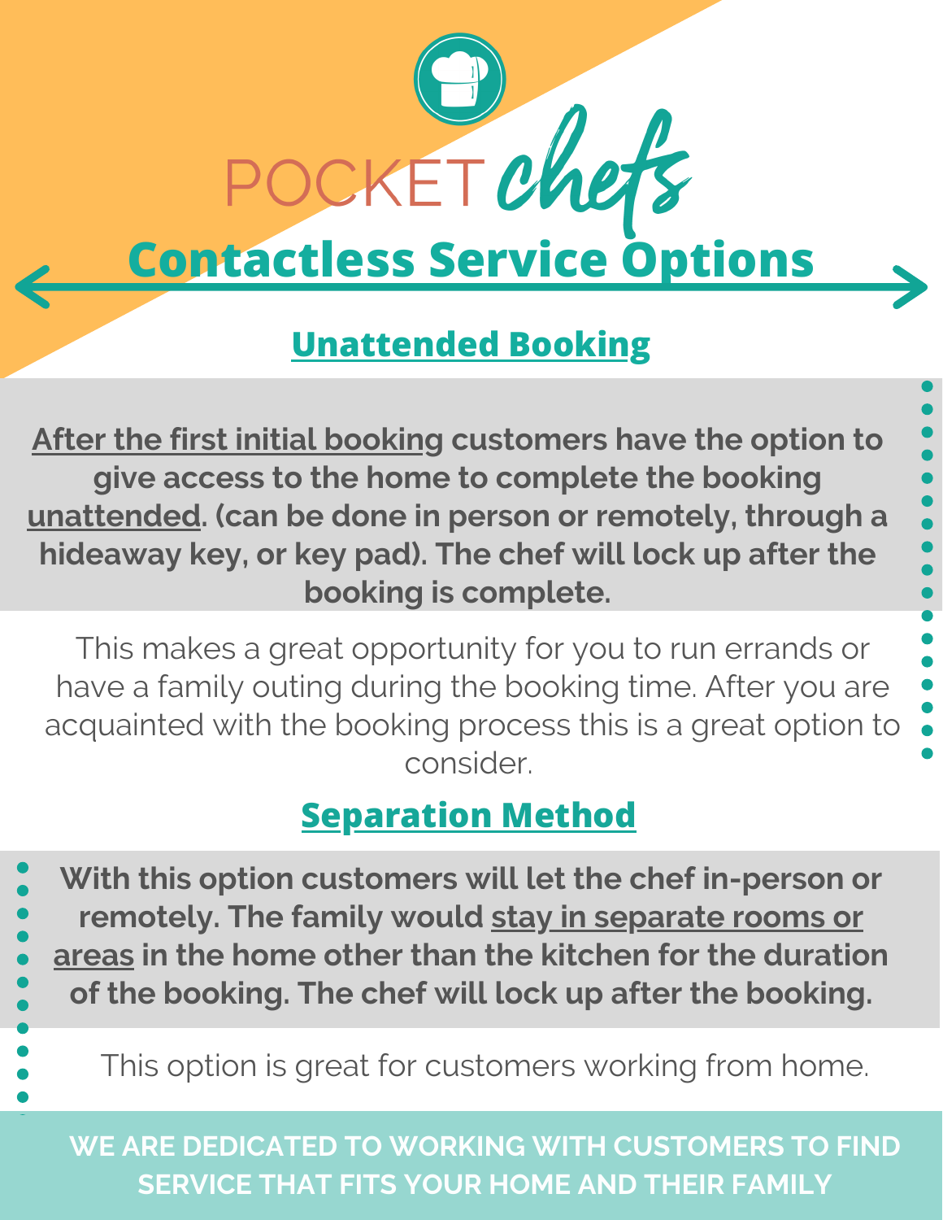# POCKET chefs

## Contactless Service Options

### Unattended Booking

**After the first initial booking customers have the option to give access to the home to complete the booking unattended. (can be done in person or remotely, through a hideaway key, or key pad). The chef will lock up after the booking is complete.**

This makes a great opportunity for you to run errands or have a family outing during the booking time. After you are acquainted with the booking process this is a great option to consider.

### Separation Method

**With this option customers will let the chef in-person or remotely. The family would stay in separate rooms or areas in the home other than the kitchen for the duration of the booking. The chef will lock up after the booking.**

This option is great for customers working from home.

**WE ARE DEDICATED TO WORKING WITH CUSTOMERS TO FIND SERVICE THAT FITS YOUR HOME AND THEIR FAMILY**